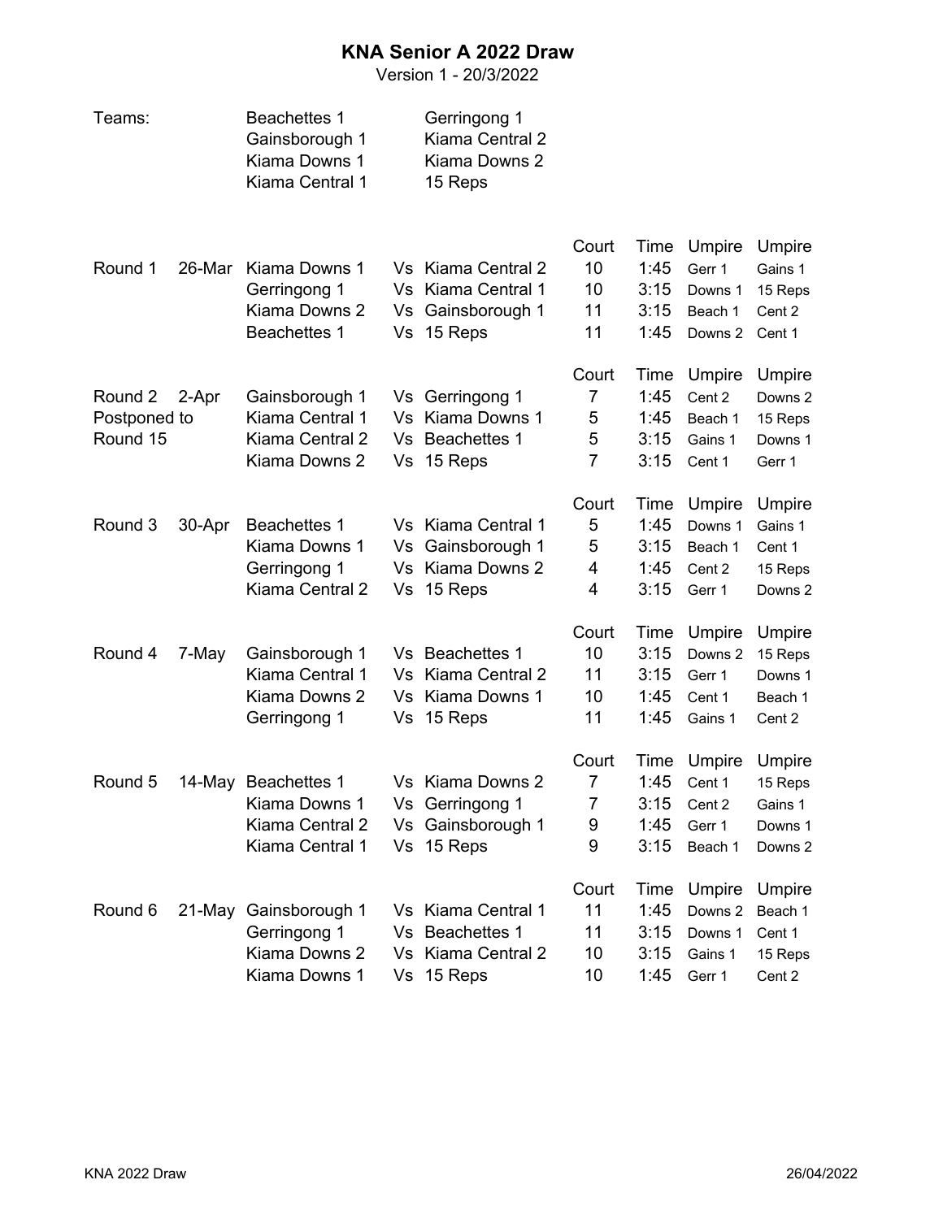# KNA Senior A 2022 Draw

Version 1 - 20/3/2022

| Teams: | |
|---|---|
| Beachettes 1 | Gerringong 1 |
| Gainsborough 1 | Kiama Central 2 |
| Kiama Downs 1 | Kiama Downs 2 |
| Kiama Central 1 | 15 Reps |

| Round | Date | Team | | Team | Court | Time | Umpire | Umpire |
|---|---|---|---|---|---|---|---|---|
| Round 1 | 26-Mar | Kiama Downs 1 | Vs | Kiama Central 2 | 10 | 1:45 | Gerr 1 | Gains 1 |
| | | Gerringong 1 | Vs | Kiama Central 1 | 10 | 3:15 | Downs 1 | 15 Reps |
| | | Kiama Downs 2 | Vs | Gainsborough 1 | 11 | 3:15 | Beach 1 | Cent 2 |
| | | Beachettes 1 | Vs | 15 Reps | 11 | 1:45 | Downs 2 | Cent 1 |
| | | | | | Court | Time | Umpire | Umpire |
| Round 2 | 2-Apr | Gainsborough 1 | Vs | Gerringong 1 | 7 | 1:45 | Cent 2 | Downs 2 |
| Postponed to | | Kiama Central 1 | Vs | Kiama Downs 1 | 5 | 1:45 | Beach 1 | 15 Reps |
| Round 15 | | Kiama Central 2 | Vs | Beachettes 1 | 5 | 3:15 | Gains 1 | Downs 1 |
| | | Kiama Downs 2 | Vs | 15 Reps | 7 | 3:15 | Cent 1 | Gerr 1 |
| | | | | | Court | Time | Umpire | Umpire |
| Round 3 | 30-Apr | Beachettes 1 | Vs | Kiama Central 1 | 5 | 1:45 | Downs 1 | Gains 1 |
| | | Kiama Downs 1 | Vs | Gainsborough 1 | 5 | 3:15 | Beach 1 | Cent 1 |
| | | Gerringong 1 | Vs | Kiama Downs 2 | 4 | 1:45 | Cent 2 | 15 Reps |
| | | Kiama Central 2 | Vs | 15 Reps | 4 | 3:15 | Gerr 1 | Downs 2 |
| | | | | | Court | Time | Umpire | Umpire |
| Round 4 | 7-May | Gainsborough 1 | Vs | Beachettes 1 | 10 | 3:15 | Downs 2 | 15 Reps |
| | | Kiama Central 1 | Vs | Kiama Central 2 | 11 | 3:15 | Gerr 1 | Downs 1 |
| | | Kiama Downs 2 | Vs | Kiama Downs 1 | 10 | 1:45 | Cent 1 | Beach 1 |
| | | Gerringong 1 | Vs | 15 Reps | 11 | 1:45 | Gains 1 | Cent 2 |
| | | | | | Court | Time | Umpire | Umpire |
| Round 5 | 14-May | Beachettes 1 | Vs | Kiama Downs 2 | 7 | 1:45 | Cent 1 | 15 Reps |
| | | Kiama Downs 1 | Vs | Gerringong 1 | 7 | 3:15 | Cent 2 | Gains 1 |
| | | Kiama Central 2 | Vs | Gainsborough 1 | 9 | 1:45 | Gerr 1 | Downs 1 |
| | | Kiama Central 1 | Vs | 15 Reps | 9 | 3:15 | Beach 1 | Downs 2 |
| | | | | | Court | Time | Umpire | Umpire |
| Round 6 | 21-May | Gainsborough 1 | Vs | Kiama Central 1 | 11 | 1:45 | Downs 2 | Beach 1 |
| | | Gerringong 1 | Vs | Beachettes 1 | 11 | 3:15 | Downs 1 | Cent 1 |
| | | Kiama Downs 2 | Vs | Kiama Central 2 | 10 | 3:15 | Gains 1 | 15 Reps |
| | | Kiama Downs 1 | Vs | 15 Reps | 10 | 1:45 | Gerr 1 | Cent 2 |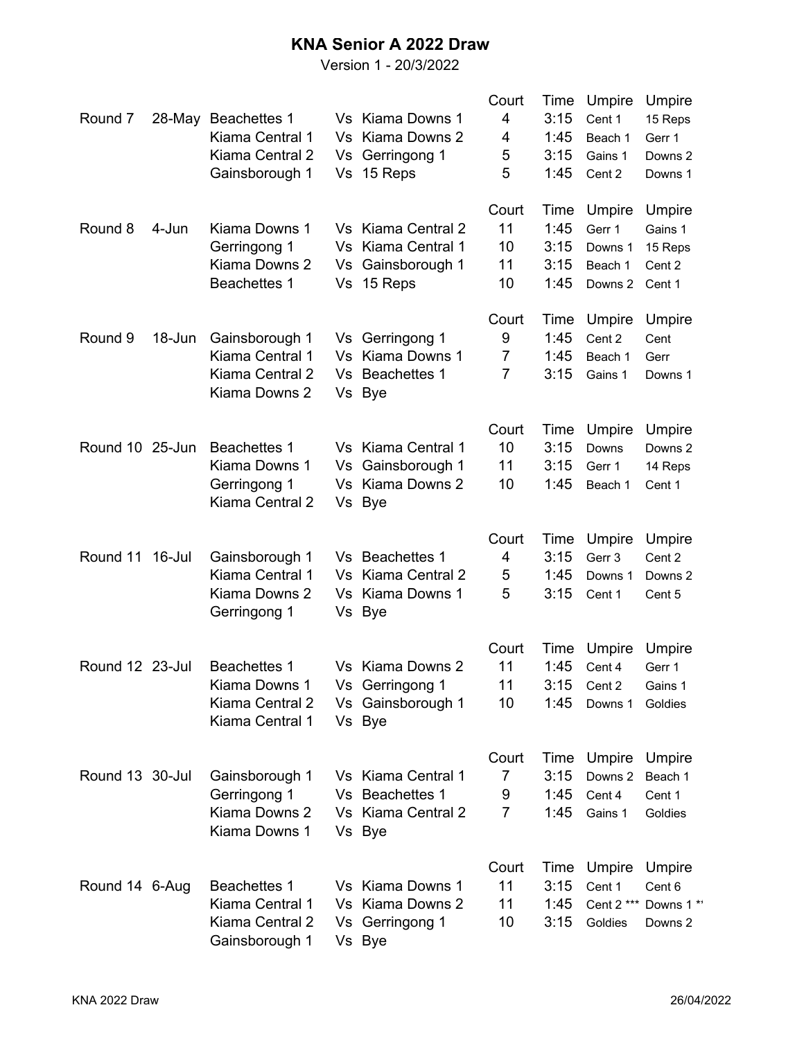# KNA Senior A 2022 Draw

Version 1 - 20/3/2022

| Round | Date | Team | | Team | Court | Time | Umpire | Umpire |
|---|---|---|---|---|---|---|---|---|
| Round 7 | 28-May | Beachettes 1 | Vs | Kiama Downs 1 | 4 | 3:15 | Cent 1 | 15 Reps |
| | | Kiama Central 1 | Vs | Kiama Downs 2 | 4 | 1:45 | Beach 1 | Gerr 1 |
| | | Kiama Central 2 | Vs | Gerringong 1 | 5 | 3:15 | Gains 1 | Downs 2 |
| | | Gainsborough 1 | Vs | 15 Reps | 5 | 1:45 | Cent 2 | Downs 1 |
| Round 8 | 4-Jun | Kiama Downs 1 | Vs | Kiama Central 2 | 11 | 1:45 | Gerr 1 | Gains 1 |
| | | Gerringong 1 | Vs | Kiama Central 1 | 10 | 3:15 | Downs 1 | 15 Reps |
| | | Kiama Downs 2 | Vs | Gainsborough 1 | 11 | 3:15 | Beach 1 | Cent 2 |
| | | Beachettes 1 | Vs | 15 Reps | 10 | 1:45 | Downs 2 | Cent 1 |
| Round 9 | 18-Jun | Gainsborough 1 | Vs | Gerringong 1 | 9 | 1:45 | Cent 2 | Cent |
| | | Kiama Central 1 | Vs | Kiama Downs 1 | 7 | 1:45 | Beach 1 | Gerr |
| | | Kiama Central 2 | Vs | Beachettes 1 | 7 | 3:15 | Gains 1 | Downs 1 |
| | | Kiama Downs 2 | Vs | Bye | | | | |
| Round 10 | 25-Jun | Beachettes 1 | Vs | Kiama Central 1 | 10 | 3:15 | Downs | Downs 2 |
| | | Kiama Downs 1 | Vs | Gainsborough 1 | 11 | 3:15 | Gerr 1 | 14 Reps |
| | | Gerringong 1 | Vs | Kiama Downs 2 | 10 | 1:45 | Beach 1 | Cent 1 |
| | | Kiama Central 2 | Vs | Bye | | | | |
| Round 11 | 16-Jul | Gainsborough 1 | Vs | Beachettes 1 | 4 | 3:15 | Gerr 3 | Cent 2 |
| | | Kiama Central 1 | Vs | Kiama Central 2 | 5 | 1:45 | Downs 1 | Downs 2 |
| | | Kiama Downs 2 | Vs | Kiama Downs 1 | 5 | 3:15 | Cent 1 | Cent 5 |
| | | Gerringong 1 | Vs | Bye | | | | |
| Round 12 | 23-Jul | Beachettes 1 | Vs | Kiama Downs 2 | 11 | 1:45 | Cent 4 | Gerr 1 |
| | | Kiama Downs 1 | Vs | Gerringong 1 | 11 | 3:15 | Cent 2 | Gains 1 |
| | | Kiama Central 2 | Vs | Gainsborough 1 | 10 | 1:45 | Downs 1 | Goldies |
| | | Kiama Central 1 | Vs | Bye | | | | |
| Round 13 | 30-Jul | Gainsborough 1 | Vs | Kiama Central 1 | 7 | 3:15 | Downs 2 | Beach 1 |
| | | Gerringong 1 | Vs | Beachettes 1 | 9 | 1:45 | Cent 4 | Cent 1 |
| | | Kiama Downs 2 | Vs | Kiama Central 2 | 7 | 1:45 | Gains 1 | Goldies |
| | | Kiama Downs 1 | Vs | Bye | | | | |
| Round 14 | 6-Aug | Beachettes 1 | Vs | Kiama Downs 1 | 11 | 3:15 | Cent 1 | Cent 6 |
| | | Kiama Central 1 | Vs | Kiama Downs 2 | 11 | 1:45 | Cent 2 *** | Downs 1 ** |
| | | Kiama Central 2 | Vs | Gerringong 1 | 10 | 3:15 | Goldies | Downs 2 |
| | | Gainsborough 1 | Vs | Bye | | | | |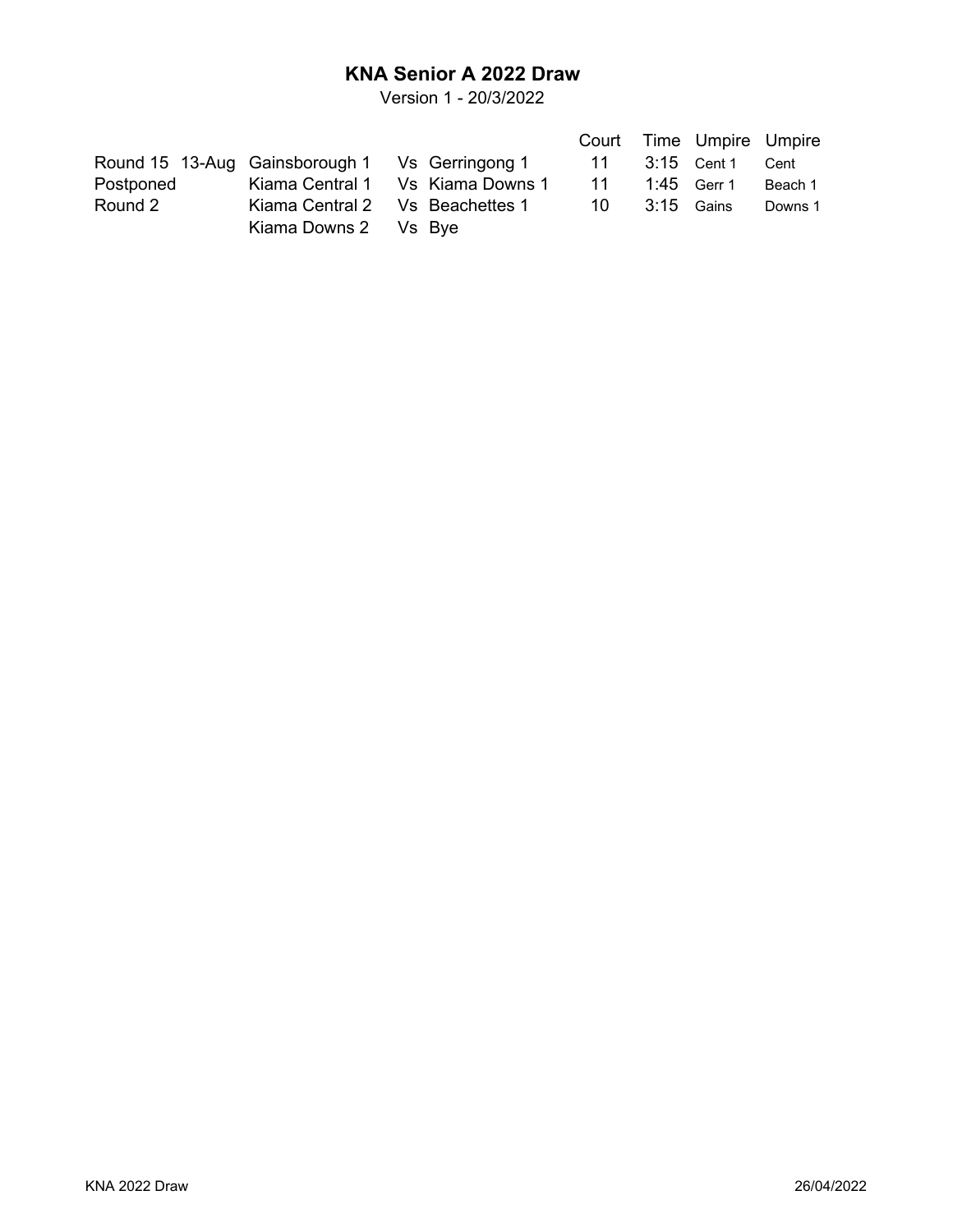# KNA Senior A 2022 Draw

Version 1 - 20/3/2022

| | | | | | Court | Time | Umpire | Umpire |
|---|---|---|---|---|---|---|---|---|
| Round 15 | 13-Aug | Gainsborough 1 | Vs | Gerringong 1 | 11 | 3:15 | Cent 1 | Cent |
| Postponed | | Kiama Central 1 | Vs | Kiama Downs 1 | 11 | 1:45 | Gerr 1 | Beach 1 |
| Round 2 | | Kiama Central 2 | Vs | Beachettes 1 | 10 | 3:15 | Gains | Downs 1 |
| | | Kiama Downs 2 | Vs | Bye | | | | |